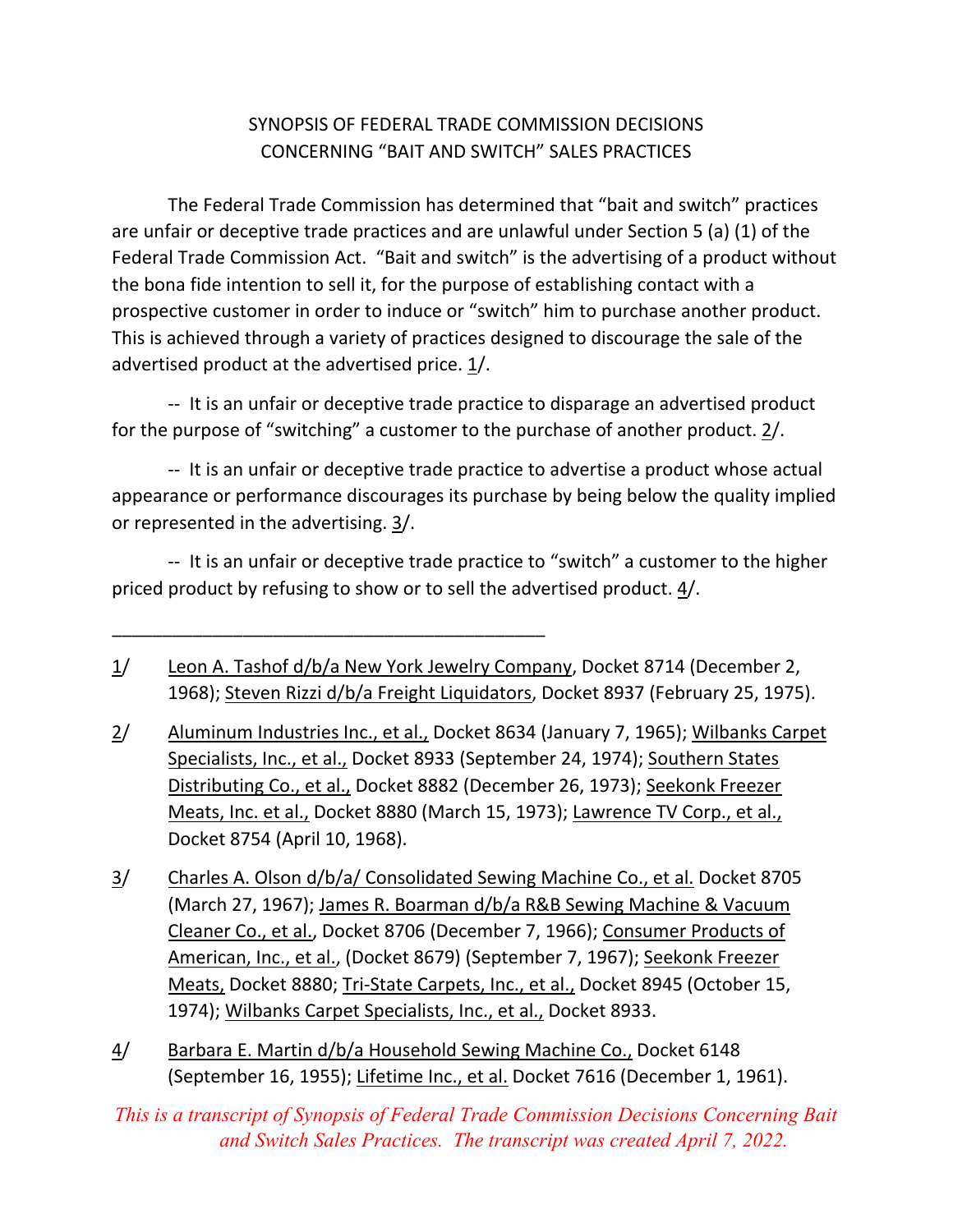# SYNOPSIS OF FEDERAL TRADE COMMISSION DECISIONS CONCERNING "BAIT AND SWITCH" SALES PRACTICES

The Federal Trade Commission has determined that "bait and switch" practices are unfair or deceptive trade practices and are unlawful under Section 5 (a) (1) of the Federal Trade Commission Act. "Bait and switch" is the advertising of a product without the bona fide intention to sell it, for the purpose of establishing contact with a prospective customer in order to induce or "switch" him to purchase another product. This is achieved through a variety of practices designed to discourage the sale of the advertised product at the advertised price. 1/.

-- It is an unfair or deceptive trade practice to disparage an advertised product for the purpose of "switching" a customer to the purchase of another product. 2/.

-- It is an unfair or deceptive trade practice to advertise a product whose actual appearance or performance discourages its purchase by being below the quality implied or represented in the advertising. 3/.

-- It is an unfair or deceptive trade practice to "switch" a customer to the higher priced product by refusing to show or to sell the advertised product. 4/.

---

1/ Leon A. Tashof d/b/a New York Jewelry Company, Docket 8714 (December 2, 1968); Steven Rizzi d/b/a Freight Liquidators, Docket 8937 (February 25, 1975).

2/ Aluminum Industries Inc., et al., Docket 8634 (January 7, 1965); Wilbanks Carpet Specialists, Inc., et al., Docket 8933 (September 24, 1974); Southern States Distributing Co., et al., Docket 8882 (December 26, 1973); Seekonk Freezer Meats, Inc. et al., Docket 8880 (March 15, 1973); Lawrence TV Corp., et al., Docket 8754 (April 10, 1968).

3/ Charles A. Olson d/b/a/ Consolidated Sewing Machine Co., et al. Docket 8705 (March 27, 1967); James R. Boarman d/b/a R&B Sewing Machine & Vacuum Cleaner Co., et al., Docket 8706 (December 7, 1966); Consumer Products of American, Inc., et al., (Docket 8679) (September 7, 1967); Seekonk Freezer Meats, Docket 8880; Tri-State Carpets, Inc., et al., Docket 8945 (October 15, 1974); Wilbanks Carpet Specialists, Inc., et al., Docket 8933.

4/ Barbara E. Martin d/b/a Household Sewing Machine Co., Docket 6148 (September 16, 1955); Lifetime Inc., et al. Docket 7616 (December 1, 1961).

*This is a transcript of Synopsis of Federal Trade Commission Decisions Concerning Bait and Switch Sales Practices. The transcript was created April 7, 2022.*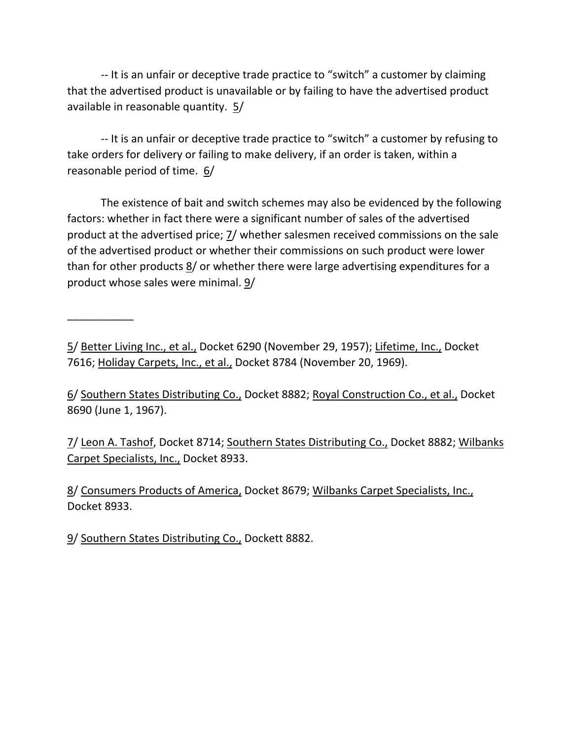-- It is an unfair or deceptive trade practice to "switch" a customer by claiming that the advertised product is unavailable or by failing to have the advertised product available in reasonable quantity. 5/

-- It is an unfair or deceptive trade practice to "switch" a customer by refusing to take orders for delivery or failing to make delivery, if an order is taken, within a reasonable period of time. 6/

The existence of bait and switch schemes may also be evidenced by the following factors: whether in fact there were a significant number of sales of the advertised product at the advertised price; 7/ whether salesmen received commissions on the sale of the advertised product or whether their commissions on such product were lower than for other products 8/ or whether there were large advertising expenditures for a product whose sales were minimal. 9/

___________

5/ Better Living Inc., et al., Docket 6290 (November 29, 1957); Lifetime, Inc., Docket 7616; Holiday Carpets, Inc., et al., Docket 8784 (November 20, 1969).

6/ Southern States Distributing Co., Docket 8882; Royal Construction Co., et al., Docket 8690 (June 1, 1967).

7/ Leon A. Tashof, Docket 8714; Southern States Distributing Co., Docket 8882; Wilbanks Carpet Specialists, Inc., Docket 8933.

8/ Consumers Products of America, Docket 8679; Wilbanks Carpet Specialists, Inc., Docket 8933.

9/ Southern States Distributing Co., Dockett 8882.